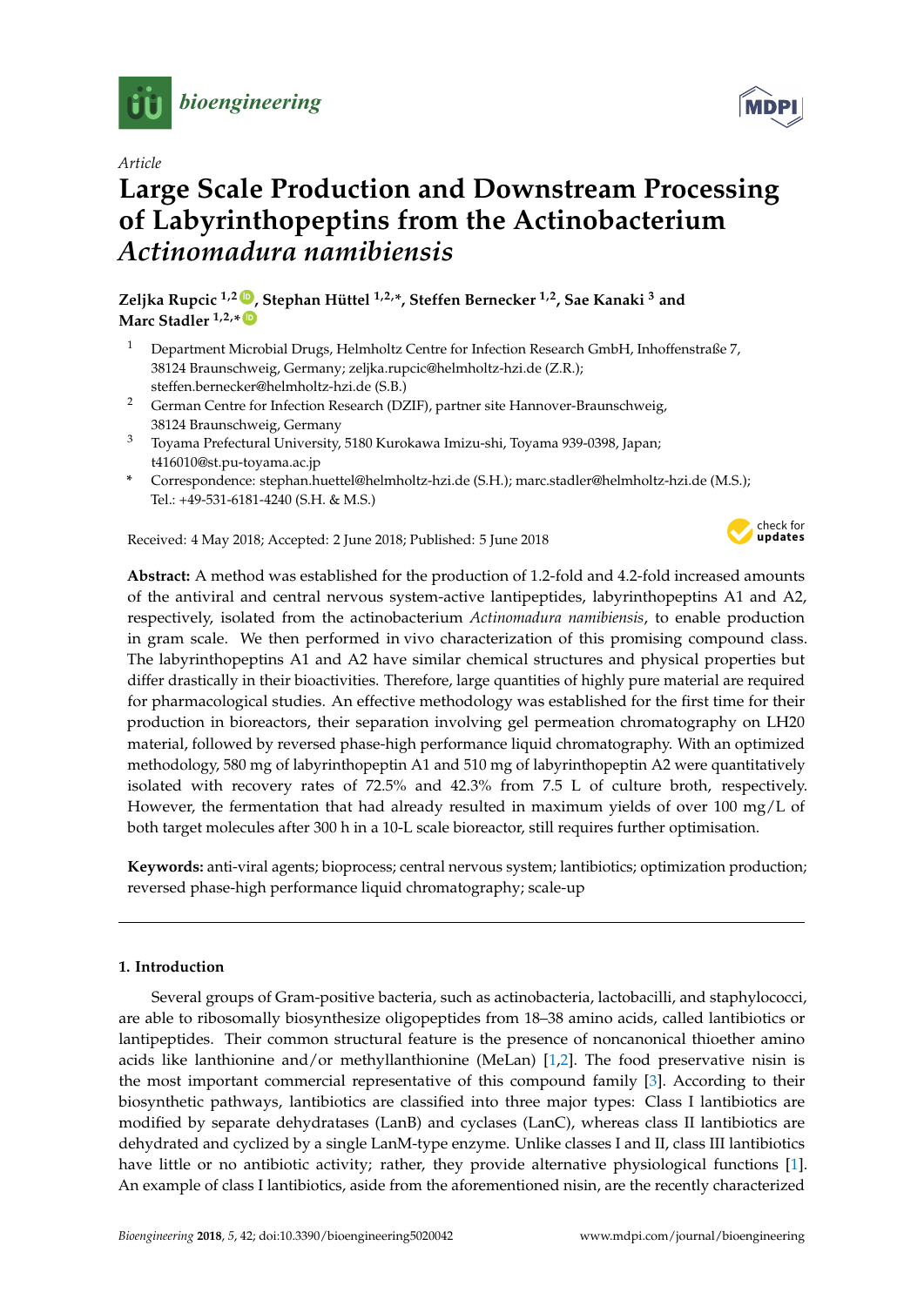*Article*

# Large Scale Production and Downstream Processing of Labyrinthopeptins from the Actinobacterium *Actinomadura namibiensis*

**Zeljka Rupcic [1,2], Stephan Hüttel [1,2,*], Steffen Bernecker [1,2], Sae Kanaki [3] and Marc Stadler [1,2,*]**

1 Department Microbial Drugs, Helmholtz Centre for Infection Research GmbH, Inhoffenstraße 7, 38124 Braunschweig, Germany; zeljka.rupcic@helmholtz-hzi.de (Z.R.); steffen.bernecker@helmholtz-hzi.de (S.B.)

2 German Centre for Infection Research (DZIF), partner site Hannover-Braunschweig, 38124 Braunschweig, Germany

3 Toyama Prefectural University, 5180 Kurokawa Imizu-shi, Toyama 939-0398, Japan; t416010@st.pu-toyama.ac.jp

\* Correspondence: stephan.huettel@helmholtz-hzi.de (S.H.); marc.stadler@helmholtz-hzi.de (M.S.); Tel.: +49-531-6181-4240 (S.H. & M.S.)

Received: 4 May 2018; Accepted: 2 June 2018; Published: 5 June 2018

**Abstract:** A method was established for the production of 1.2-fold and 4.2-fold increased amounts of the antiviral and central nervous system-active lantipeptides, labyrinthopeptins A1 and A2, respectively, isolated from the actinobacterium *Actinomadura namibiensis*, to enable production in gram scale. We then performed in vivo characterization of this promising compound class. The labyrinthopeptins A1 and A2 have similar chemical structures and physical properties but differ drastically in their bioactivities. Therefore, large quantities of highly pure material are required for pharmacological studies. An effective methodology was established for the first time for their production in bioreactors, their separation involving gel permeation chromatography on LH20 material, followed by reversed phase-high performance liquid chromatography. With an optimized methodology, 580 mg of labyrinthopeptin A1 and 510 mg of labyrinthopeptin A2 were quantitatively isolated with recovery rates of 72.5% and 42.3% from 7.5 L of culture broth, respectively. However, the fermentation that had already resulted in maximum yields of over 100 mg/L of both target molecules after 300 h in a 10-L scale bioreactor, still requires further optimisation.

**Keywords:** anti-viral agents; bioprocess; central nervous system; lantibiotics; optimization production; reversed phase-high performance liquid chromatography; scale-up

## 1. Introduction

Several groups of Gram-positive bacteria, such as actinobacteria, lactobacilli, and staphylococci, are able to ribosomally biosynthesize oligopeptides from 18–38 amino acids, called lantibiotics or lantipeptides. Their common structural feature is the presence of noncanonical thioether amino acids like lanthionine and/or methyllanthionine (MeLan) [1,2]. The food preservative nisin is the most important commercial representative of this compound family [3]. According to their biosynthetic pathways, lantibiotics are classified into three major types: Class I lantibiotics are modified by separate dehydratases (LanB) and cyclases (LanC), whereas class II lantibiotics are dehydrated and cyclized by a single LanM-type enzyme. Unlike classes I and II, class III lantibiotics have little or no antibiotic activity; rather, they provide alternative physiological functions [1]. An example of class I lantibiotics, aside from the aforementioned nisin, are the recently characterized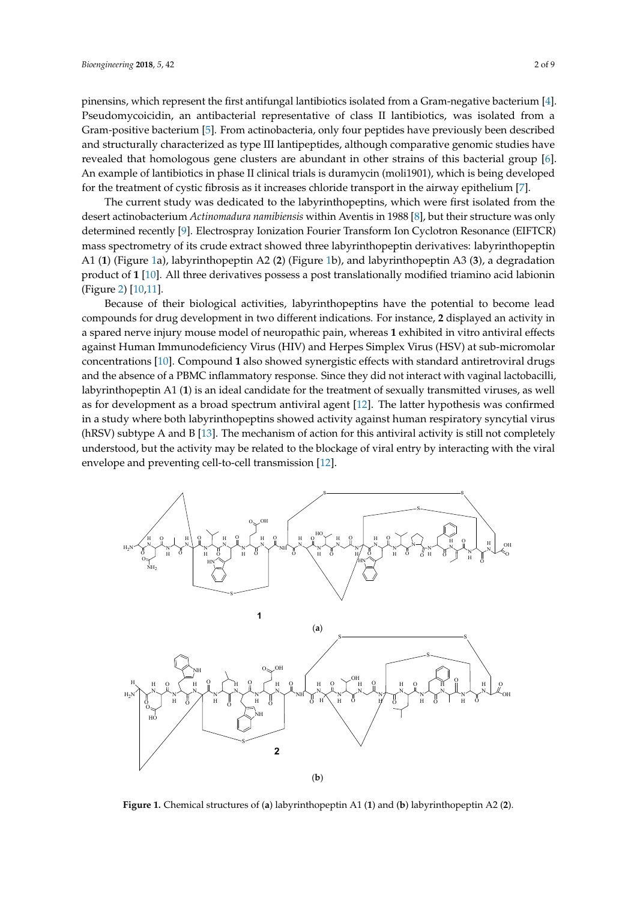pinensins, which represent the first antifungal lantibiotics isolated from a Gram-negative bacterium [4]. Pseudomycoicidin, an antibacterial representative of class II lantibiotics, was isolated from a Gram-positive bacterium [5]. From actinobacteria, only four peptides have previously been described and structurally characterized as type III lantipeptides, although comparative genomic studies have revealed that homologous gene clusters are abundant in other strains of this bacterial group [6]. An example of lantibiotics in phase II clinical trials is duramycin (moli1901), which is being developed for the treatment of cystic fibrosis as it increases chloride transport in the airway epithelium [7].

The current study was dedicated to the labyrinthopeptins, which were first isolated from the desert actinobacterium *Actinomadura namibiensis* within Aventis in 1988 [8], but their structure was only determined recently [9]. Electrospray Ionization Fourier Transform Ion Cyclotron Resonance (EIFTCR) mass spectrometry of its crude extract showed three labyrinthopeptin derivatives: labyrinthopeptin A1 (**1**) (Figure 1a), labyrinthopeptin A2 (**2**) (Figure 1b), and labyrinthopeptin A3 (**3**), a degradation product of **1** [10]. All three derivatives possess a post translationally modified triamino acid labionin (Figure 2) [10,11].

Because of their biological activities, labyrinthopeptins have the potential to become lead compounds for drug development in two different indications. For instance, **2** displayed an activity in a spared nerve injury mouse model of neuropathic pain, whereas **1** exhibited in vitro antiviral effects against Human Immunodeficiency Virus (HIV) and Herpes Simplex Virus (HSV) at sub-micromolar concentrations [10]. Compound **1** also showed synergistic effects with standard antiretroviral drugs and the absence of a PBMC inflammatory response. Since they did not interact with vaginal lactobacilli, labyrinthopeptin A1 (**1**) is an ideal candidate for the treatment of sexually transmitted viruses, as well as for development as a broad spectrum antiviral agent [12]. The latter hypothesis was confirmed in a study where both labyrinthopeptins showed activity against human respiratory syncytial virus (hRSV) subtype A and B [13]. The mechanism of action for this antiviral activity is still not completely understood, but the activity may be related to the blockage of viral entry by interacting with the viral envelope and preventing cell-to-cell transmission [12].

**Figure 1.** Chemical structures of (**a**) labyrinthopeptin A1 (**1**) and (**b**) labyrinthopeptin A2 (**2**).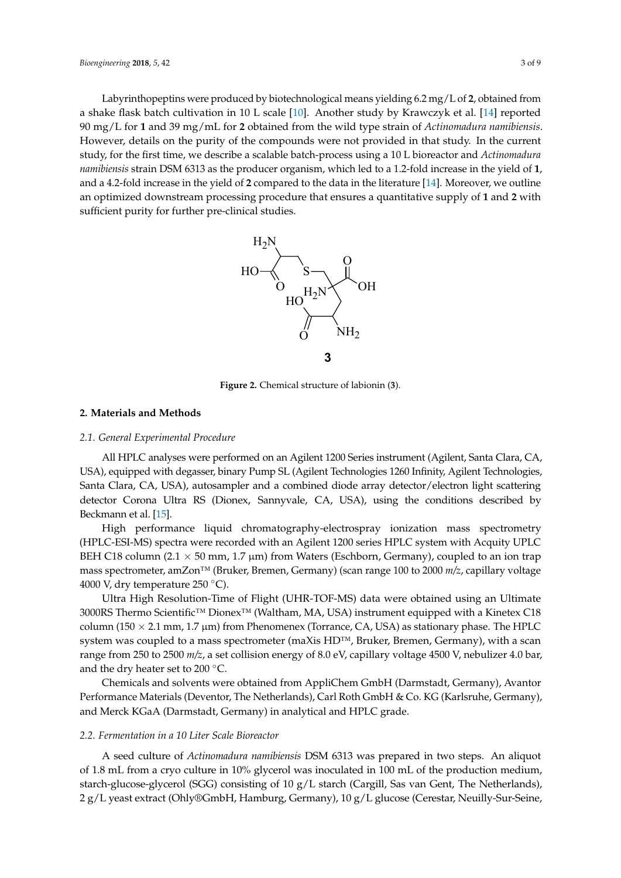Labyrinthopeptins were produced by biotechnological means yielding 6.2 mg/L of **2**, obtained from a shake flask batch cultivation in 10 L scale [10]. Another study by Krawczyk et al. [14] reported 90 mg/L for **1** and 39 mg/mL for **2** obtained from the wild type strain of *Actinomadura namibiensis*. However, details on the purity of the compounds were not provided in that study. In the current study, for the first time, we describe a scalable batch-process using a 10 L bioreactor and *Actinomadura namibiensis* strain DSM 6313 as the producer organism, which led to a 1.2-fold increase in the yield of **1**, and a 4.2-fold increase in the yield of **2** compared to the data in the literature [14]. Moreover, we outline an optimized downstream processing procedure that ensures a quantitative supply of **1** and **2** with sufficient purity for further pre-clinical studies.

**Figure 2.** Chemical structure of labionin (**3**).

## 2. Materials and Methods

### 2.1. General Experimental Procedure

All HPLC analyses were performed on an Agilent 1200 Series instrument (Agilent, Santa Clara, CA, USA), equipped with degasser, binary Pump SL (Agilent Technologies 1260 Infinity, Agilent Technologies, Santa Clara, CA, USA), autosampler and a combined diode array detector/electron light scattering detector Corona Ultra RS (Dionex, Sannyvale, CA, USA), using the conditions described by Beckmann et al. [15].

High performance liquid chromatography-electrospray ionization mass spectrometry (HPLC-ESI-MS) spectra were recorded with an Agilent 1200 series HPLC system with Acquity UPLC BEH C18 column (2.1 × 50 mm, 1.7 µm) from Waters (Eschborn, Germany), coupled to an ion trap mass spectrometer, amZon™ (Bruker, Bremen, Germany) (scan range 100 to 2000 *m/z*, capillary voltage 4000 V, dry temperature 250 °C).

Ultra High Resolution-Time of Flight (UHR-TOF-MS) data were obtained using an Ultimate 3000RS Thermo Scientific™ Dionex™ (Waltham, MA, USA) instrument equipped with a Kinetex C18 column (150 × 2.1 mm, 1.7 µm) from Phenomenex (Torrance, CA, USA) as stationary phase. The HPLC system was coupled to a mass spectrometer (maXis HD™, Bruker, Bremen, Germany), with a scan range from 250 to 2500 *m/z*, a set collision energy of 8.0 eV, capillary voltage 4500 V, nebulizer 4.0 bar, and the dry heater set to 200 °C.

Chemicals and solvents were obtained from AppliChem GmbH (Darmstadt, Germany), Avantor Performance Materials (Deventor, The Netherlands), Carl Roth GmbH & Co. KG (Karlsruhe, Germany), and Merck KGaA (Darmstadt, Germany) in analytical and HPLC grade.

### 2.2. Fermentation in a 10 Liter Scale Bioreactor

A seed culture of *Actinomadura namibiensis* DSM 6313 was prepared in two steps. An aliquot of 1.8 mL from a cryo culture in 10% glycerol was inoculated in 100 mL of the production medium, starch-glucose-glycerol (SGG) consisting of 10 g/L starch (Cargill, Sas van Gent, The Netherlands), 2 g/L yeast extract (Ohly®GmbH, Hamburg, Germany), 10 g/L glucose (Cerestar, Neuilly-Sur-Seine,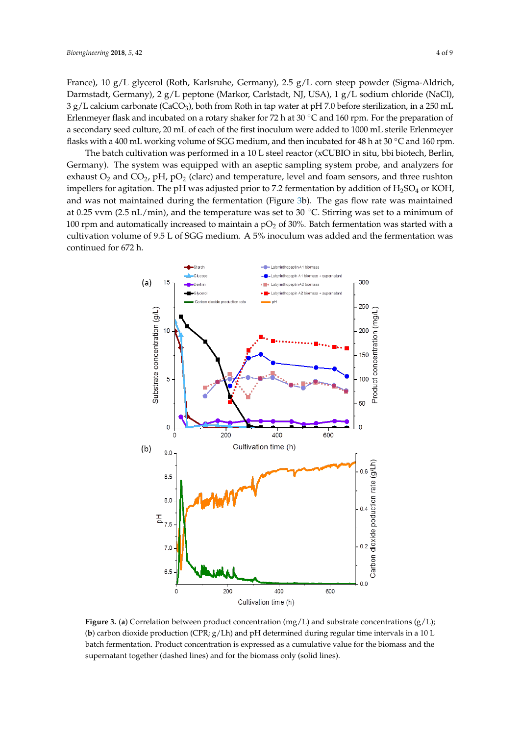France), 10 g/L glycerol (Roth, Karlsruhe, Germany), 2.5 g/L corn steep powder (Sigma-Aldrich, Darmstadt, Germany), 2 g/L peptone (Markor, Carlstadt, NJ, USA), 1 g/L sodium chloride (NaCl), 3 g/L calcium carbonate ($CaCO_3$), both from Roth in tap water at pH 7.0 before sterilization, in a 250 mL Erlenmeyer flask and incubated on a rotary shaker for 72 h at 30 °C and 160 rpm. For the preparation of a secondary seed culture, 20 mL of each of the first inoculum were added to 1000 mL sterile Erlenmeyer flasks with a 400 mL working volume of SGG medium, and then incubated for 48 h at 30 °C and 160 rpm.

The batch cultivation was performed in a 10 L steel reactor (xCUBIO in situ, bbi biotech, Berlin, Germany). The system was equipped with an aseptic sampling system probe, and analyzers for exhaust $O_2$ and $CO_2$, pH, $pO_2$ (clarc) and temperature, level and foam sensors, and three rushton impellers for agitation. The pH was adjusted prior to 7.2 fermentation by addition of $H_2SO_4$ or KOH, and was not maintained during the fermentation (Figure 3b). The gas flow rate was maintained at 0.25 vvm (2.5 nL/min), and the temperature was set to 30 °C. Stirring was set to a minimum of 100 rpm and automatically increased to maintain a $pO_2$ of 30%. Batch fermentation was started with a cultivation volume of 9.5 L of SGG medium. A 5% inoculum was added and the fermentation was continued for 672 h.

**Figure 3.** (**a**) Correlation between product concentration (mg/L) and substrate concentrations (g/L); (**b**) carbon dioxide production (CPR; g/Lh) and pH determined during regular time intervals in a 10 L batch fermentation. Product concentration is expressed as a cumulative value for the biomass and the supernatant together (dashed lines) and for the biomass only (solid lines).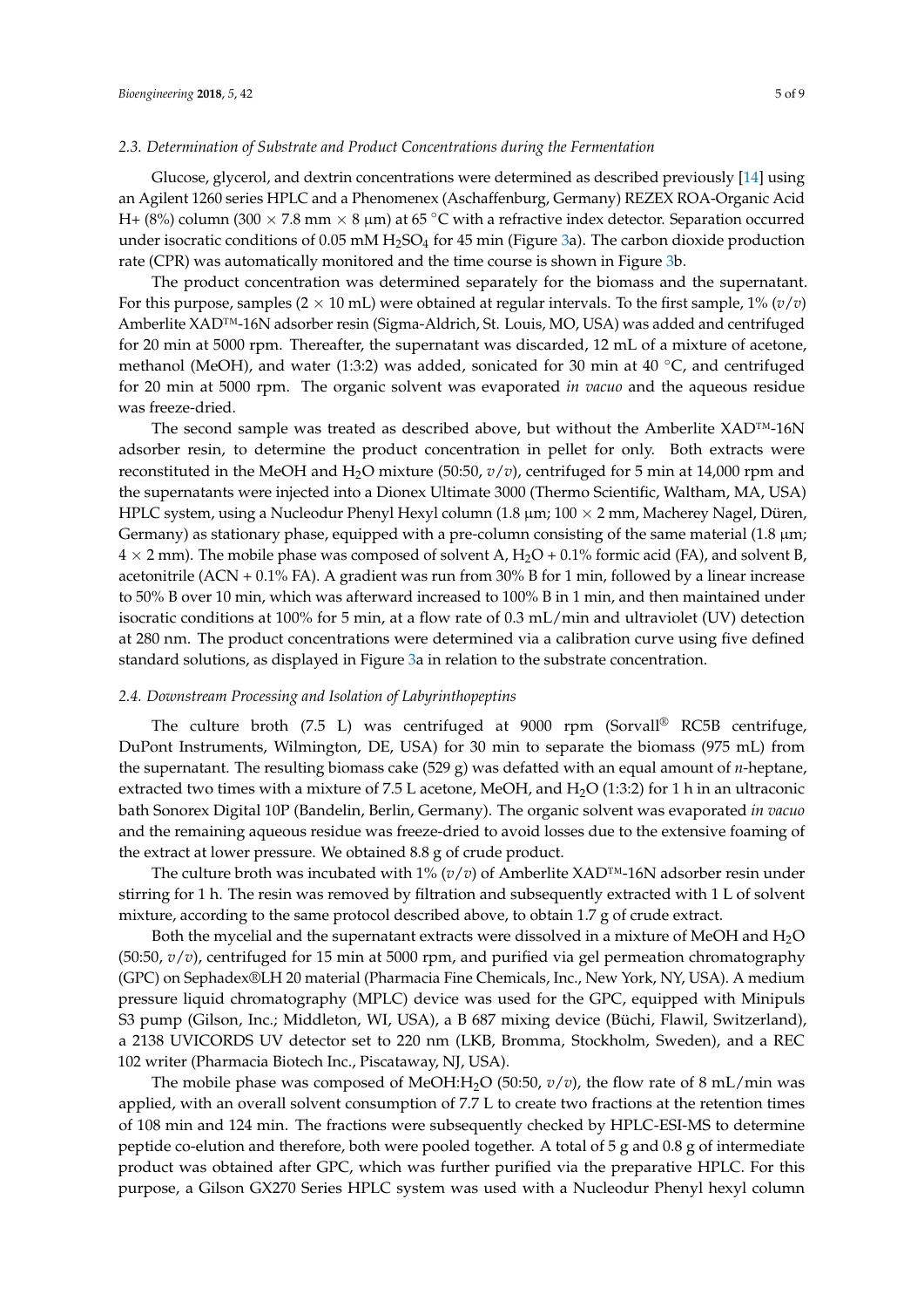### 2.3. Determination of Substrate and Product Concentrations during the Fermentation

Glucose, glycerol, and dextrin concentrations were determined as described previously [14] using an Agilent 1260 series HPLC and a Phenomenex (Aschaffenburg, Germany) REZEX ROA-Organic Acid H+ (8%) column (300 × 7.8 mm × 8 µm) at 65 °C with a refractive index detector. Separation occurred under isocratic conditions of 0.05 mM $H_2SO_4$ for 45 min (Figure 3a). The carbon dioxide production rate (CPR) was automatically monitored and the time course is shown in Figure 3b.

The product concentration was determined separately for the biomass and the supernatant. For this purpose, samples (2 × 10 mL) were obtained at regular intervals. To the first sample, 1% (*v*/*v*) Amberlite XAD™-16N adsorber resin (Sigma-Aldrich, St. Louis, MO, USA) was added and centrifuged for 20 min at 5000 rpm. Thereafter, the supernatant was discarded, 12 mL of a mixture of acetone, methanol (MeOH), and water (1:3:2) was added, sonicated for 30 min at 40 °C, and centrifuged for 20 min at 5000 rpm. The organic solvent was evaporated *in vacuo* and the aqueous residue was freeze-dried.

The second sample was treated as described above, but without the Amberlite XAD™-16N adsorber resin, to determine the product concentration in pellet for only. Both extracts were reconstituted in the MeOH and $H_2O$ mixture (50:50, *v*/*v*), centrifuged for 5 min at 14,000 rpm and the supernatants were injected into a Dionex Ultimate 3000 (Thermo Scientific, Waltham, MA, USA) HPLC system, using a Nucleodur Phenyl Hexyl column (1.8 µm; 100 × 2 mm, Macherey Nagel, Düren, Germany) as stationary phase, equipped with a pre-column consisting of the same material (1.8 µm; 4 × 2 mm). The mobile phase was composed of solvent A, $H_2O$ + 0.1% formic acid (FA), and solvent B, acetonitrile (ACN + 0.1% FA). A gradient was run from 30% B for 1 min, followed by a linear increase to 50% B over 10 min, which was afterward increased to 100% B in 1 min, and then maintained under isocratic conditions at 100% for 5 min, at a flow rate of 0.3 mL/min and ultraviolet (UV) detection at 280 nm. The product concentrations were determined via a calibration curve using five defined standard solutions, as displayed in Figure 3a in relation to the substrate concentration.

### 2.4. Downstream Processing and Isolation of Labyrinthopeptins

The culture broth (7.5 L) was centrifuged at 9000 rpm (Sorvall® RC5B centrifuge, DuPont Instruments, Wilmington, DE, USA) for 30 min to separate the biomass (975 mL) from the supernatant. The resulting biomass cake (529 g) was defatted with an equal amount of *n*-heptane, extracted two times with a mixture of 7.5 L acetone, MeOH, and $H_2O$ (1:3:2) for 1 h in an ultraconic bath Sonorex Digital 10P (Bandelin, Berlin, Germany). The organic solvent was evaporated *in vacuo* and the remaining aqueous residue was freeze-dried to avoid losses due to the extensive foaming of the extract at lower pressure. We obtained 8.8 g of crude product.

The culture broth was incubated with 1% (*v*/*v*) of Amberlite XAD™-16N adsorber resin under stirring for 1 h. The resin was removed by filtration and subsequently extracted with 1 L of solvent mixture, according to the same protocol described above, to obtain 1.7 g of crude extract.

Both the mycelial and the supernatant extracts were dissolved in a mixture of MeOH and $H_2O$ (50:50, *v*/*v*), centrifuged for 15 min at 5000 rpm, and purified via gel permeation chromatography (GPC) on Sephadex®LH 20 material (Pharmacia Fine Chemicals, Inc., New York, NY, USA). A medium pressure liquid chromatography (MPLC) device was used for the GPC, equipped with Minipuls S3 pump (Gilson, Inc.; Middleton, WI, USA), a B 687 mixing device (Büchi, Flawil, Switzerland), a 2138 UVICORDS UV detector set to 220 nm (LKB, Bromma, Stockholm, Sweden), and a REC 102 writer (Pharmacia Biotech Inc., Piscataway, NJ, USA).

The mobile phase was composed of MeOH:$H_2O$ (50:50, *v*/*v*), the flow rate of 8 mL/min was applied, with an overall solvent consumption of 7.7 L to create two fractions at the retention times of 108 min and 124 min. The fractions were subsequently checked by HPLC-ESI-MS to determine peptide co-elution and therefore, both were pooled together. A total of 5 g and 0.8 g of intermediate product was obtained after GPC, which was further purified via the preparative HPLC. For this purpose, a Gilson GX270 Series HPLC system was used with a Nucleodur Phenyl hexyl column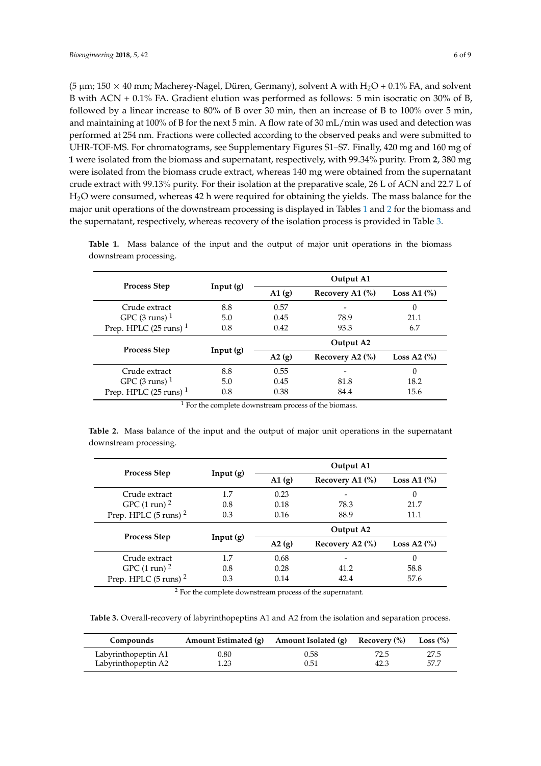(5 µm; 150 × 40 mm; Macherey-Nagel, Düren, Germany), solvent A with $H_2O$ + 0.1% FA, and solvent B with ACN + 0.1% FA. Gradient elution was performed as follows: 5 min isocratic on 30% of B, followed by a linear increase to 80% of B over 30 min, then an increase of B to 100% over 5 min, and maintaining at 100% of B for the next 5 min. A flow rate of 30 mL/min was used and detection was performed at 254 nm. Fractions were collected according to the observed peaks and were submitted to UHR-TOF-MS. For chromatograms, see Supplementary Figures S1–S7. Finally, 420 mg and 160 mg of **1** were isolated from the biomass and supernatant, respectively, with 99.34% purity. From **2**, 380 mg were isolated from the biomass crude extract, whereas 140 mg were obtained from the supernatant crude extract with 99.13% purity. For their isolation at the preparative scale, 26 L of ACN and 22.7 L of $H_2O$ were consumed, whereas 42 h were required for obtaining the yields. The mass balance for the major unit operations of the downstream processing is displayed in Tables 1 and 2 for the biomass and the supernatant, respectively, whereas recovery of the isolation process is provided in Table 3.

**Table 1.** Mass balance of the input and the output of major unit operations in the biomass downstream processing.

| Process Step | Input (g) | Output A1 | | |
|---|---|---|---|---|
| | | A1 (g) | Recovery A1 (%) | Loss A1 (%) |
| Crude extract | 8.8 | 0.57 | - | 0 |
| GPC (3 runs) [1] | 5.0 | 0.45 | 78.9 | 21.1 |
| Prep. HPLC (25 runs) [1] | 0.8 | 0.42 | 93.3 | 6.7 |
| **Process Step** | **Input (g)** | **Output A2** | | |
| | | **A2 (g)** | **Recovery A2 (%)** | **Loss A2 (%)** |
| Crude extract | 8.8 | 0.55 | - | 0 |
| GPC (3 runs) [1] | 5.0 | 0.45 | 81.8 | 18.2 |
| Prep. HPLC (25 runs) [1] | 0.8 | 0.38 | 84.4 | 15.6 |

[1] For the complete downstream process of the biomass.

**Table 2.** Mass balance of the input and the output of major unit operations in the supernatant downstream processing.

| Process Step | Input (g) | Output A1 | | |
|---|---|---|---|---|
| | | A1 (g) | Recovery A1 (%) | Loss A1 (%) |
| Crude extract | 1.7 | 0.23 | - | 0 |
| GPC (1 run) [2] | 0.8 | 0.18 | 78.3 | 21.7 |
| Prep. HPLC (5 runs) [2] | 0.3 | 0.16 | 88.9 | 11.1 |
| **Process Step** | **Input (g)** | **Output A2** | | |
| | | **A2 (g)** | **Recovery A2 (%)** | **Loss A2 (%)** |
| Crude extract | 1.7 | 0.68 | - | 0 |
| GPC (1 run) [2] | 0.8 | 0.28 | 41.2 | 58.8 |
| Prep. HPLC (5 runs) [2] | 0.3 | 0.14 | 42.4 | 57.6 |

[2] For the complete downstream process of the supernatant.

**Table 3.** Overall-recovery of labyrinthopeptins A1 and A2 from the isolation and separation process.

| Compounds | Amount Estimated (g) | Amount Isolated (g) | Recovery (%) | Loss (%) |
|---|---|---|---|---|
| Labyrinthopeptin A1 | 0.80 | 0.58 | 72.5 | 27.5 |
| Labyrinthopeptin A2 | 1.23 | 0.51 | 42.3 | 57.7 |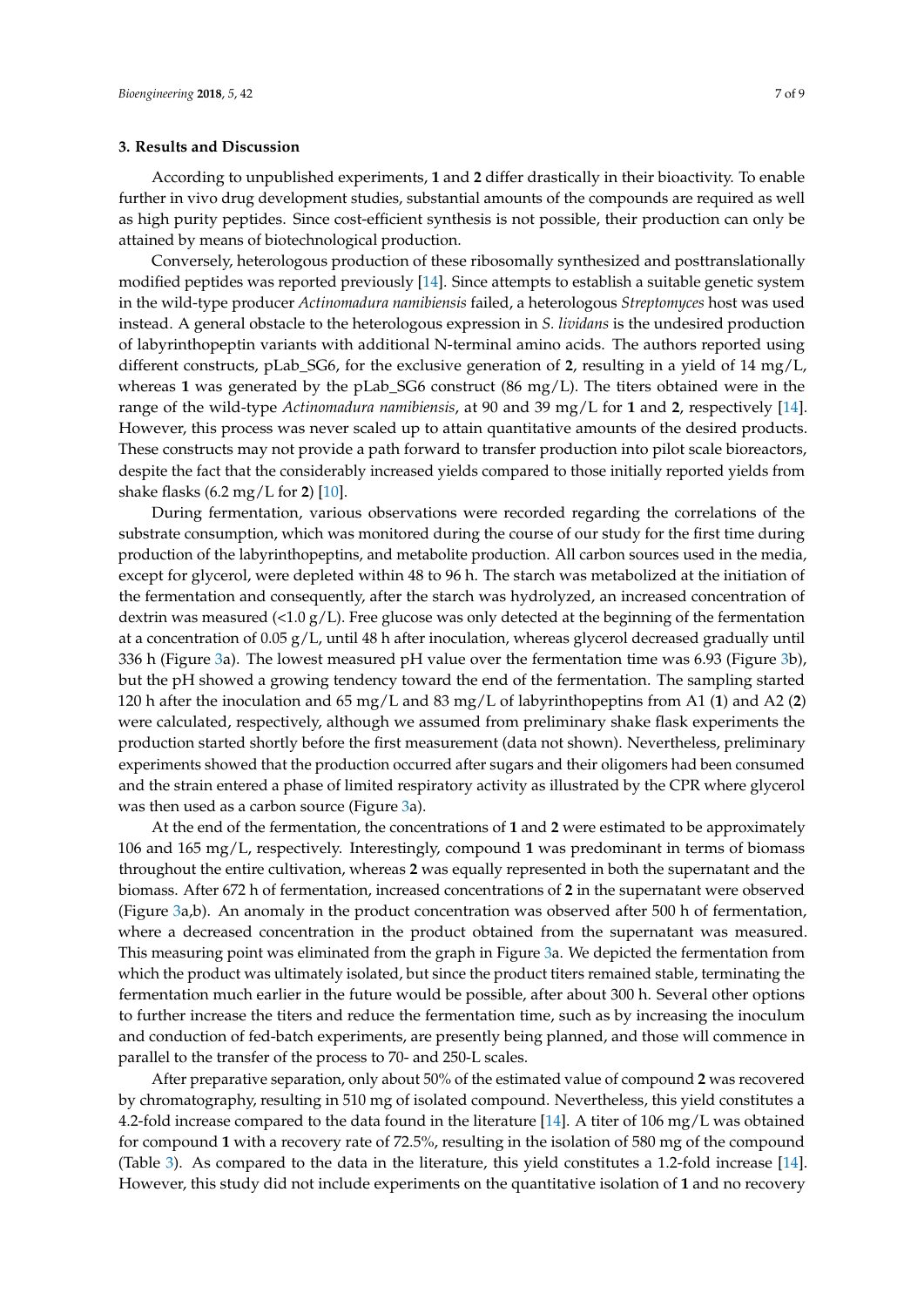## 3. Results and Discussion

According to unpublished experiments, **1** and **2** differ drastically in their bioactivity. To enable further in vivo drug development studies, substantial amounts of the compounds are required as well as high purity peptides. Since cost-efficient synthesis is not possible, their production can only be attained by means of biotechnological production.

Conversely, heterologous production of these ribosomally synthesized and posttranslationally modified peptides was reported previously [14]. Since attempts to establish a suitable genetic system in the wild-type producer *Actinomadura namibiensis* failed, a heterologous *Streptomyces* host was used instead. A general obstacle to the heterologous expression in *S. lividans* is the undesired production of labyrinthopeptin variants with additional N-terminal amino acids. The authors reported using different constructs, pLab_SG6, for the exclusive generation of **2**, resulting in a yield of 14 mg/L, whereas **1** was generated by the pLab_SG6 construct (86 mg/L). The titers obtained were in the range of the wild-type *Actinomadura namibiensis*, at 90 and 39 mg/L for **1** and **2**, respectively [14]. However, this process was never scaled up to attain quantitative amounts of the desired products. These constructs may not provide a path forward to transfer production into pilot scale bioreactors, despite the fact that the considerably increased yields compared to those initially reported yields from shake flasks (6.2 mg/L for **2**) [10].

During fermentation, various observations were recorded regarding the correlations of the substrate consumption, which was monitored during the course of our study for the first time during production of the labyrinthopeptins, and metabolite production. All carbon sources used in the media, except for glycerol, were depleted within 48 to 96 h. The starch was metabolized at the initiation of the fermentation and consequently, after the starch was hydrolyzed, an increased concentration of dextrin was measured (<1.0 g/L). Free glucose was only detected at the beginning of the fermentation at a concentration of 0.05 g/L, until 48 h after inoculation, whereas glycerol decreased gradually until 336 h (Figure 3a). The lowest measured pH value over the fermentation time was 6.93 (Figure 3b), but the pH showed a growing tendency toward the end of the fermentation. The sampling started 120 h after the inoculation and 65 mg/L and 83 mg/L of labyrinthopeptins from A1 (**1**) and A2 (**2**) were calculated, respectively, although we assumed from preliminary shake flask experiments the production started shortly before the first measurement (data not shown). Nevertheless, preliminary experiments showed that the production occurred after sugars and their oligomers had been consumed and the strain entered a phase of limited respiratory activity as illustrated by the CPR where glycerol was then used as a carbon source (Figure 3a).

At the end of the fermentation, the concentrations of **1** and **2** were estimated to be approximately 106 and 165 mg/L, respectively. Interestingly, compound **1** was predominant in terms of biomass throughout the entire cultivation, whereas **2** was equally represented in both the supernatant and the biomass. After 672 h of fermentation, increased concentrations of **2** in the supernatant were observed (Figure 3a,b). An anomaly in the product concentration was observed after 500 h of fermentation, where a decreased concentration in the product obtained from the supernatant was measured. This measuring point was eliminated from the graph in Figure 3a. We depicted the fermentation from which the product was ultimately isolated, but since the product titers remained stable, terminating the fermentation much earlier in the future would be possible, after about 300 h. Several other options to further increase the titers and reduce the fermentation time, such as by increasing the inoculum and conduction of fed-batch experiments, are presently being planned, and those will commence in parallel to the transfer of the process to 70- and 250-L scales.

After preparative separation, only about 50% of the estimated value of compound **2** was recovered by chromatography, resulting in 510 mg of isolated compound. Nevertheless, this yield constitutes a 4.2-fold increase compared to the data found in the literature [14]. A titer of 106 mg/L was obtained for compound **1** with a recovery rate of 72.5%, resulting in the isolation of 580 mg of the compound (Table 3). As compared to the data in the literature, this yield constitutes a 1.2-fold increase [14]. However, this study did not include experiments on the quantitative isolation of **1** and no recovery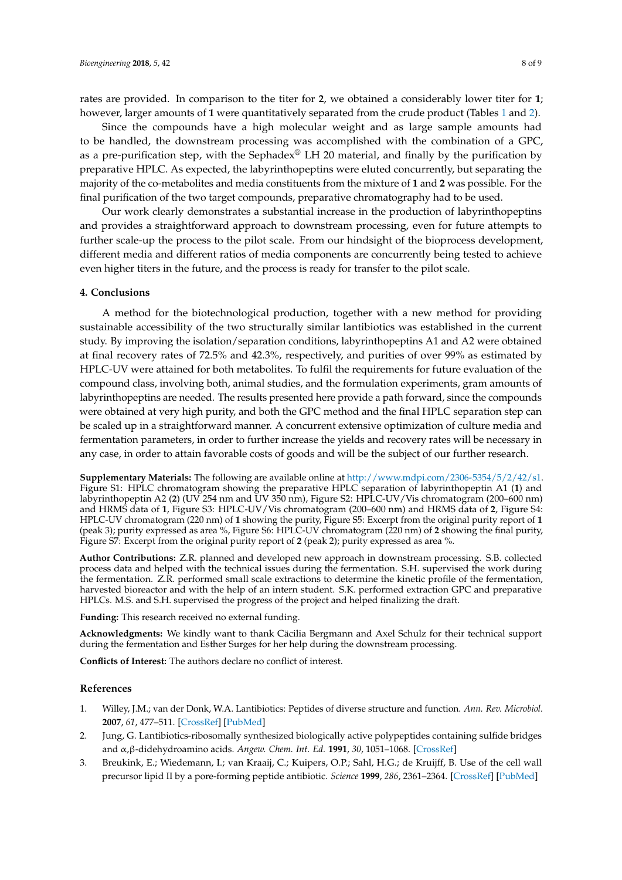rates are provided. In comparison to the titer for **2**, we obtained a considerably lower titer for **1**; however, larger amounts of **1** were quantitatively separated from the crude product (Tables 1 and 2).

Since the compounds have a high molecular weight and as large sample amounts had to be handled, the downstream processing was accomplished with the combination of a GPC, as a pre-purification step, with the Sephadex® LH 20 material, and finally by the purification by preparative HPLC. As expected, the labyrinthopeptins were eluted concurrently, but separating the majority of the co-metabolites and media constituents from the mixture of **1** and **2** was possible. For the final purification of the two target compounds, preparative chromatography had to be used.

Our work clearly demonstrates a substantial increase in the production of labyrinthopeptins and provides a straightforward approach to downstream processing, even for future attempts to further scale-up the process to the pilot scale. From our hindsight of the bioprocess development, different media and different ratios of media components are concurrently being tested to achieve even higher titers in the future, and the process is ready for transfer to the pilot scale.

## 4. Conclusions

A method for the biotechnological production, together with a new method for providing sustainable accessibility of the two structurally similar lantibiotics was established in the current study. By improving the isolation/separation conditions, labyrinthopeptins A1 and A2 were obtained at final recovery rates of 72.5% and 42.3%, respectively, and purities of over 99% as estimated by HPLC-UV were attained for both metabolites. To fulfil the requirements for future evaluation of the compound class, involving both, animal studies, and the formulation experiments, gram amounts of labyrinthopeptins are needed. The results presented here provide a path forward, since the compounds were obtained at very high purity, and both the GPC method and the final HPLC separation step can be scaled up in a straightforward manner. A concurrent extensive optimization of culture media and fermentation parameters, in order to further increase the yields and recovery rates will be necessary in any case, in order to attain favorable costs of goods and will be the subject of our further research.

**Supplementary Materials:** The following are available online at http://www.mdpi.com/2306-5354/5/2/42/s1. Figure S1: HPLC chromatogram showing the preparative HPLC separation of labyrinthopeptin A1 (**1**) and labyrinthopeptin A2 (**2**) (UV 254 nm and UV 350 nm), Figure S2: HPLC-UV/Vis chromatogram (200–600 nm) and HRMS data of **1**, Figure S3: HPLC-UV/Vis chromatogram (200–600 nm) and HRMS data of **2**, Figure S4: HPLC-UV chromatogram (220 nm) of **1** showing the purity, Figure S5: Excerpt from the original purity report of **1** (peak 3); purity expressed as area %, Figure S6: HPLC-UV chromatogram (220 nm) of **2** showing the final purity, Figure S7: Excerpt from the original purity report of **2** (peak 2); purity expressed as area %.

**Author Contributions:** Z.R. planned and developed new approach in downstream processing. S.B. collected process data and helped with the technical issues during the fermentation. S.H. supervised the work during the fermentation. Z.R. performed small scale extractions to determine the kinetic profile of the fermentation, harvested bioreactor and with the help of an intern student. S.K. performed extraction GPC and preparative HPLCs. M.S. and S.H. supervised the progress of the project and helped finalizing the draft.

**Funding:** This research received no external funding.

**Acknowledgments:** We kindly want to thank Cäcilia Bergmann and Axel Schulz for their technical support during the fermentation and Esther Surges for her help during the downstream processing.

**Conflicts of Interest:** The authors declare no conflict of interest.

## References

1. Willey, J.M.; van der Donk, W.A. Lantibiotics: Peptides of diverse structure and function. *Ann. Rev. Microbiol.* **2007**, *61*, 477–511. [CrossRef] [PubMed]
2. Jung, G. Lantibiotics-ribosomally synthesized biologically active polypeptides containing sulfide bridges and α,β-didehydroamino acids. *Angew. Chem. Int. Ed.* **1991**, *30*, 1051–1068. [CrossRef]
3. Breukink, E.; Wiedemann, I.; van Kraaij, C.; Kuipers, O.P.; Sahl, H.G.; de Kruijff, B. Use of the cell wall precursor lipid II by a pore-forming peptide antibiotic. *Science* **1999**, *286*, 2361–2364. [CrossRef] [PubMed]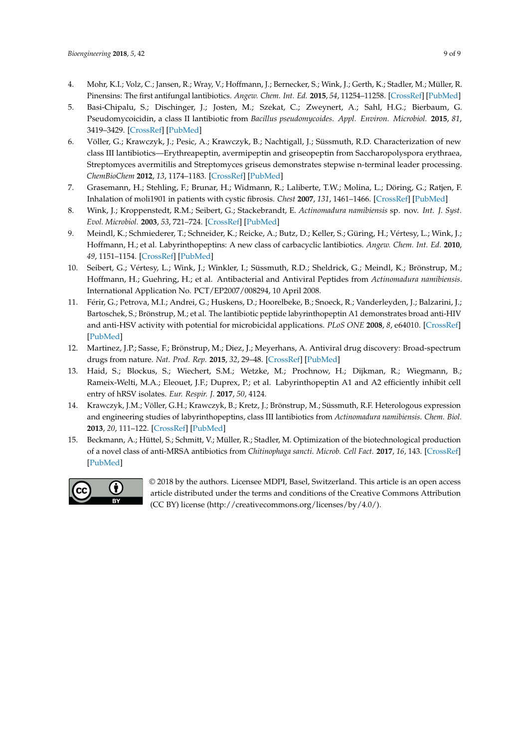4. Mohr, K.I.; Volz, C.; Jansen, R.; Wray, V.; Hoffmann, J.; Bernecker, S.; Wink, J.; Gerth, K.; Stadler, M.; Müller, R. Pinensins: The first antifungal lantibiotics. *Angew. Chem. Int. Ed.* **2015**, *54*, 11254–11258. [CrossRef] [PubMed]
5. Basi-Chipalu, S.; Dischinger, J.; Josten, M.; Szekat, C.; Zweynert, A.; Sahl, H.G.; Bierbaum, G. Pseudomycoicidin, a class II lantibiotic from *Bacillus pseudomycoides*. *Appl. Environ. Microbiol.* **2015**, *81*, 3419–3429. [CrossRef] [PubMed]
6. Völler, G.; Krawczyk, J.; Pesic, A.; Krawczyk, B.; Nachtigall, J.; Süssmuth, R.D. Characterization of new class III lantibiotics—Erythreapeptin, avermipeptin and griseopeptin from Saccharopolyspora erythraea, Streptomyces avermitilis and Streptomyces griseus demonstrates stepwise n-terminal leader processing. *ChemBioChem* **2012**, *13*, 1174–1183. [CrossRef] [PubMed]
7. Grasemann, H.; Stehling, F.; Brunar, H.; Widmann, R.; Laliberte, T.W.; Molina, L.; Döring, G.; Ratjen, F. Inhalation of moli1901 in patients with cystic fibrosis. *Chest* **2007**, *131*, 1461–1466. [CrossRef] [PubMed]
8. Wink, J.; Kroppenstedt, R.M.; Seibert, G.; Stackebrandt, E. *Actinomadura namibiensis* sp. nov. *Int. J. Syst. Evol. Microbiol.* **2003**, *53*, 721–724. [CrossRef] [PubMed]
9. Meindl, K.; Schmiederer, T.; Schneider, K.; Reicke, A.; Butz, D.; Keller, S.; Güring, H.; Vértesy, L.; Wink, J.; Hoffmann, H.; et al. Labyrinthopeptins: A new class of carbacyclic lantibiotics. *Angew. Chem. Int. Ed.* **2010**, *49*, 1151–1154. [CrossRef] [PubMed]
10. Seibert, G.; Vértesy, L.; Wink, J.; Winkler, I.; Süssmuth, R.D.; Sheldrick, G.; Meindl, K.; Brönstrup, M.; Hoffmann, H.; Guehring, H.; et al. Antibacterial and Antiviral Peptides from *Actinomadura namibiensis*. International Application No. PCT/EP2007/008294, 10 April 2008.
11. Férir, G.; Petrova, M.I.; Andrei, G.; Huskens, D.; Hoorelbeke, B.; Snoeck, R.; Vanderleyden, J.; Balzarini, J.; Bartoschek, S.; Brönstrup, M.; et al. The lantibiotic peptide labyrinthopeptin A1 demonstrates broad anti-HIV and anti-HSV activity with potential for microbicidal applications. *PLoS ONE* **2008**, *8*, e64010. [CrossRef] [PubMed]
12. Martinez, J.P.; Sasse, F.; Brönstrup, M.; Diez, J.; Meyerhans, A. Antiviral drug discovery: Broad-spectrum drugs from nature. *Nat. Prod. Rep.* **2015**, *32*, 29–48. [CrossRef] [PubMed]
13. Haid, S.; Blockus, S.; Wiechert, S.M.; Wetzke, M.; Prochnow, H.; Dijkman, R.; Wiegmann, B.; Rameix-Welti, M.A.; Eleouet, J.F.; Duprex, P.; et al. Labyrinthopeptin A1 and A2 efficiently inhibit cell entry of hRSV isolates. *Eur. Respir. J.* **2017**, *50*, 4124.
14. Krawczyk, J.M.; Völler, G.H.; Krawczyk, B.; Kretz, J.; Brönstrup, M.; Süssmuth, R.F. Heterologous expression and engineering studies of labyrinthopeptins, class III lantibiotics from *Actinomadura namibiensis*. *Chem. Biol.* **2013**, *20*, 111–122. [CrossRef] [PubMed]
15. Beckmann, A.; Hüttel, S.; Schmitt, V.; Müller, R.; Stadler, M. Optimization of the biotechnological production of a novel class of anti-MRSA antibiotics from *Chitinophaga sancti*. *Microb. Cell Fact.* **2017**, *16*, 143. [CrossRef] [PubMed]

© 2018 by the authors. Licensee MDPI, Basel, Switzerland. This article is an open access article distributed under the terms and conditions of the Creative Commons Attribution (CC BY) license (http://creativecommons.org/licenses/by/4.0/).